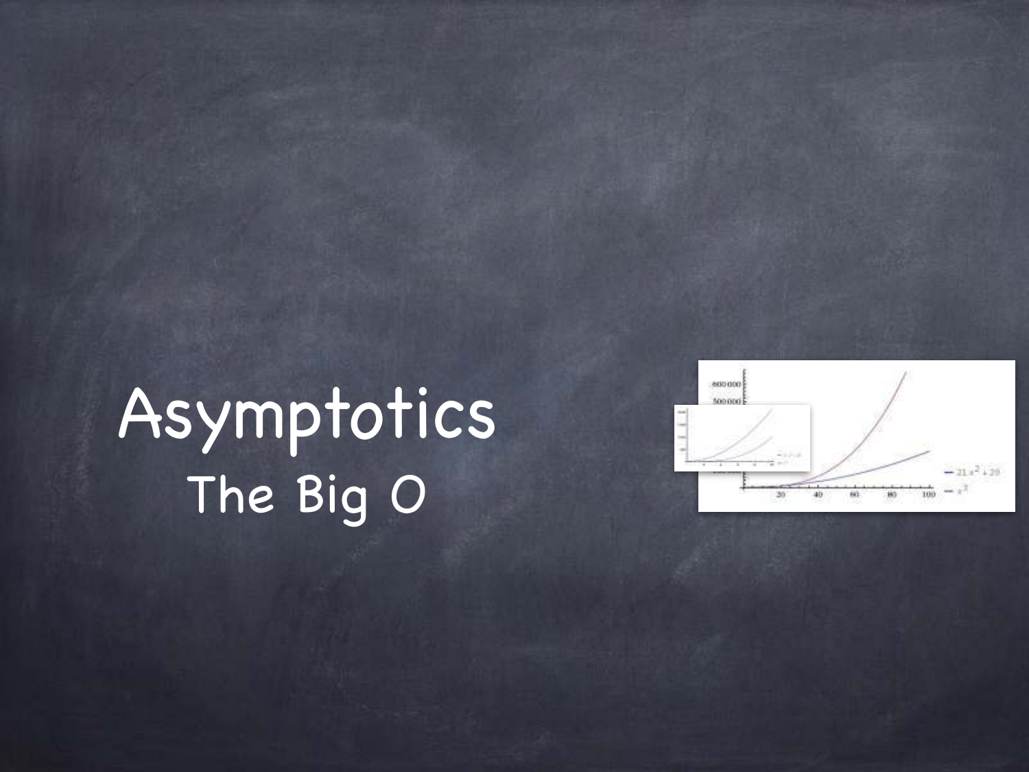# Asymptotics

## The Big O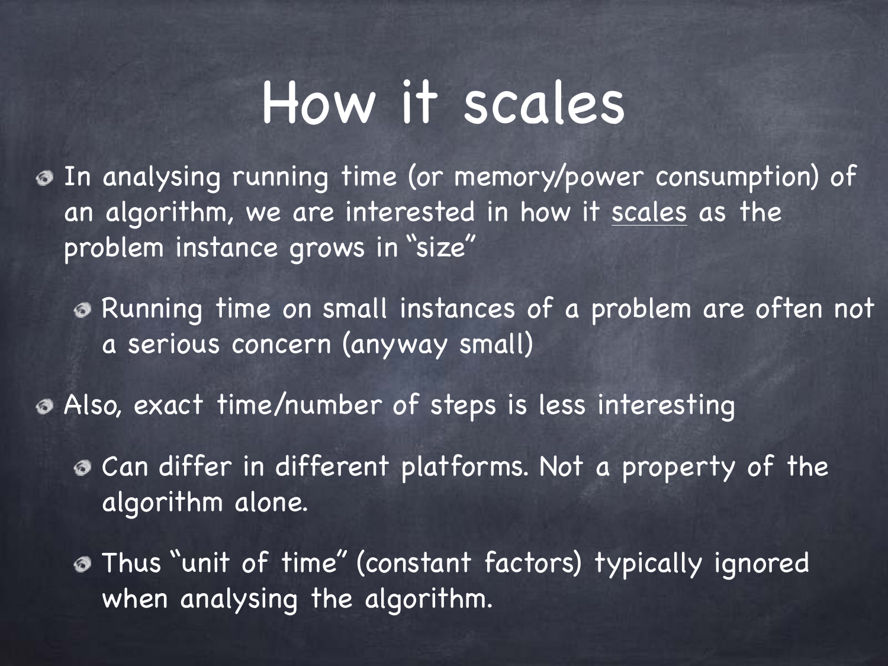# How it scales

- In analysing running time (or memory/power consumption) of an algorithm, we are interested in how it <u>scales</u> as the problem instance grows in "size"
  - Running time on small instances of a problem are often not a serious concern (anyway small)
- Also, exact time/number of steps is less interesting
  - Can differ in different platforms. Not a property of the algorithm alone.
  - Thus "unit of time" (constant factors) typically ignored when analysing the algorithm.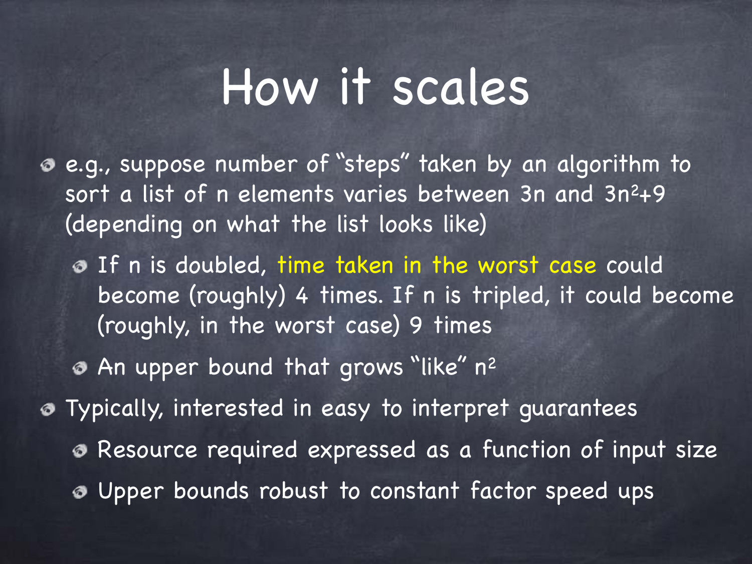# How it scales

- e.g., suppose number of "steps" taken by an algorithm to sort a list of n elements varies between 3n and $3n^2+9$ (depending on what the list looks like)
  - If n is doubled, time taken in the worst case could become (roughly) 4 times. If n is tripled, it could become (roughly, in the worst case) 9 times
  - An upper bound that grows "like" $n^2$
- Typically, interested in easy to interpret guarantees
  - Resource required expressed as a function of input size
  - Upper bounds robust to constant factor speed ups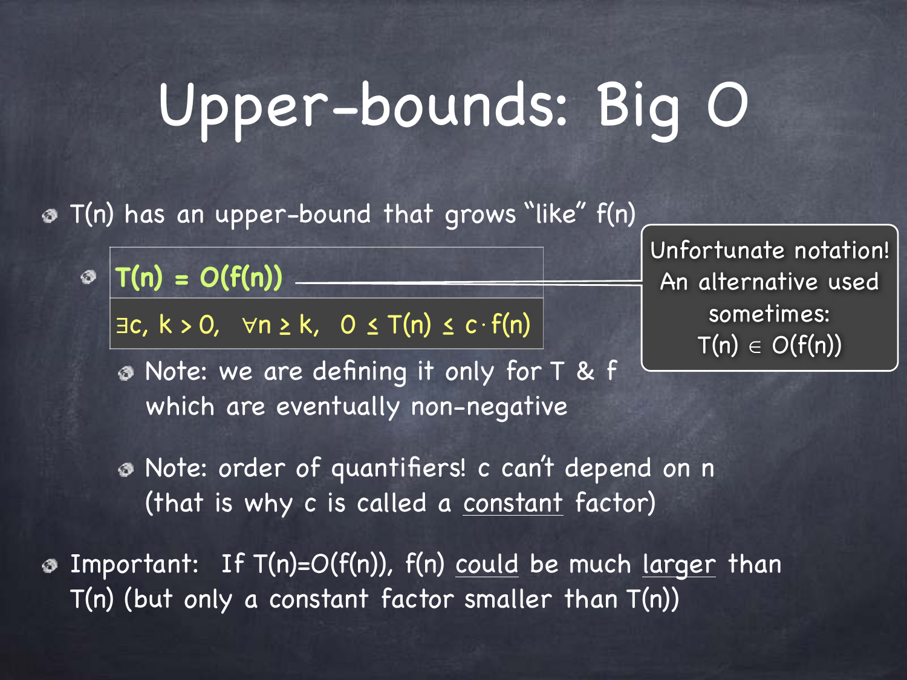# Upper-bounds: Big O

- $T(n)$ has an upper-bound that grows "like" $f(n)$
  - $T(n) = O(f(n))$

    $\exists c, k > 0, \quad \forall n \geq k, \quad 0 \leq T(n) \leq c \cdot f(n)$

    - Note: we are defining it only for T & f which are eventually non-negative
    - Note: order of quantifiers! c can't depend on n (that is why c is called a constant factor)

Unfortunate notation! An alternative used sometimes: $T(n) \in O(f(n))$

- Important: If $T(n)=O(f(n))$, $f(n)$ could be much larger than $T(n)$ (but only a constant factor smaller than $T(n)$)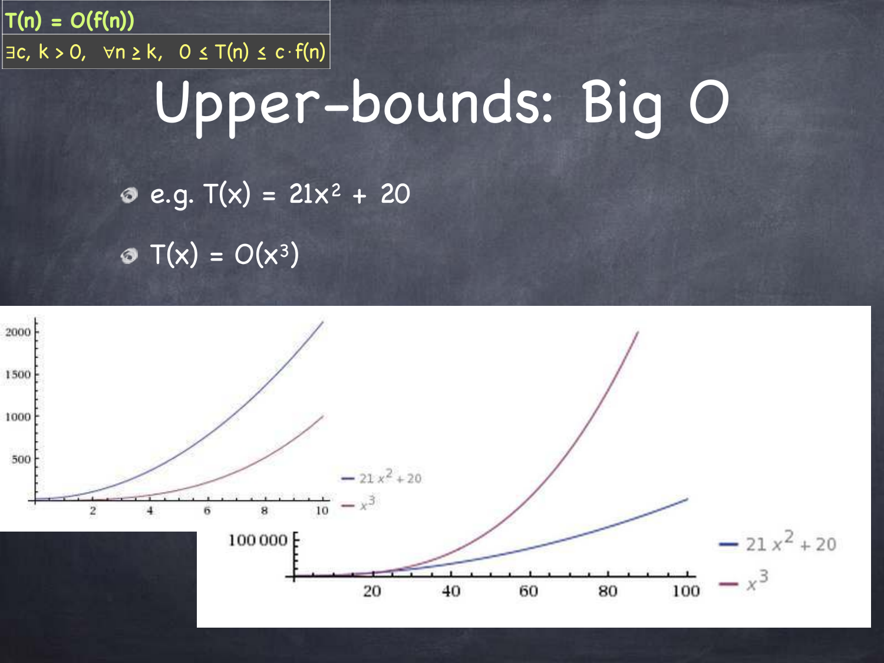$T(n) = O(f(n))$

$\exists c, k > 0, \quad \forall n \geq k, \quad 0 \leq T(n) \leq c \cdot f(n)$

# Upper-bounds: Big O

- e.g. $T(x) = 21x^2 + 20$
- $T(x) = O(x^3)$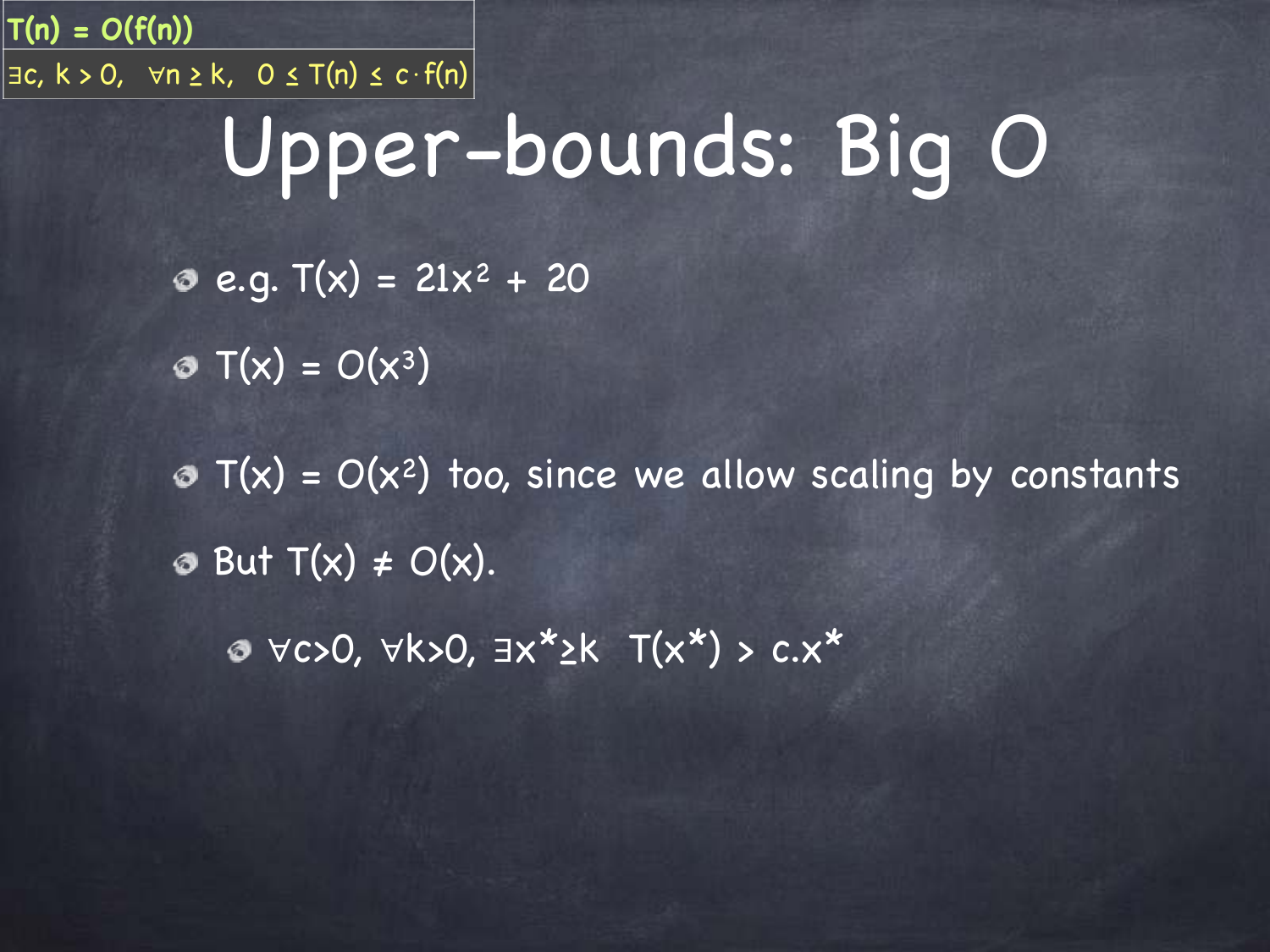$T(n) = O(f(n))$

$\exists c, k > 0, \quad \forall n \geq k, \quad 0 \leq T(n) \leq c \cdot f(n)$

# Upper-bounds: Big O

- e.g. $T(x) = 21x^2 + 20$
- $T(x) = O(x^3)$
- $T(x) = O(x^2)$ too, since we allow scaling by constants
- But $T(x) \neq O(x)$.
  - $\forall c>0, \forall k>0, \exists x^* \geq k \quad T(x^*) > c.x^*$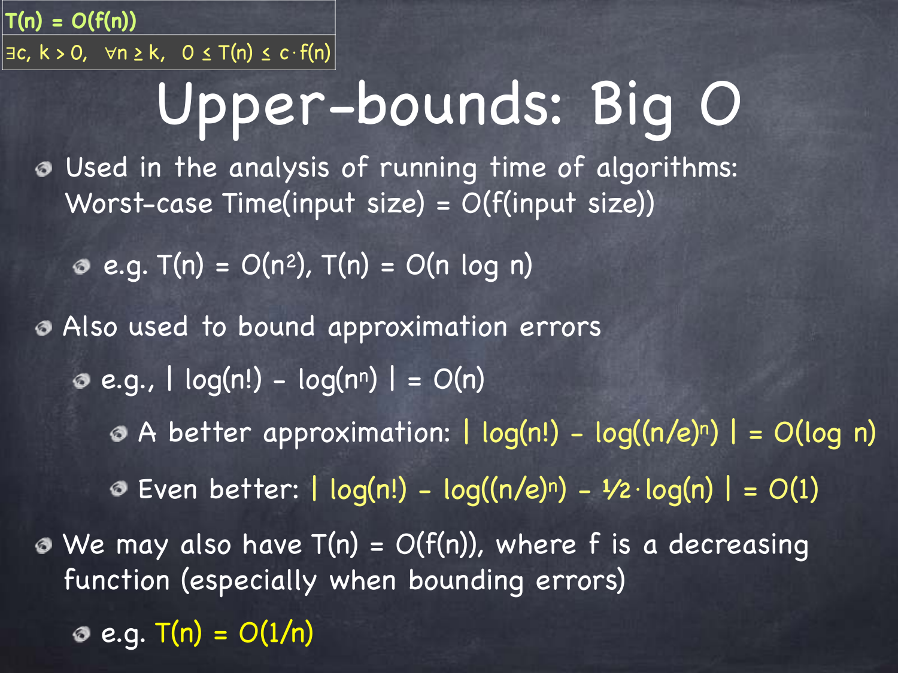$T(n) = O(f(n))$

$\exists c, k > 0, \;\; \forall n \geq k, \;\; 0 \leq T(n) \leq c \cdot f(n)$

# Upper-bounds: Big O

- Used in the analysis of running time of algorithms: Worst-case Time(input size) = O(f(input size))
  - e.g. $T(n) = O(n^2)$, $T(n) = O(n \log n)$
- Also used to bound approximation errors
  - e.g., $| \log(n!) - \log(n^n) | = O(n)$
    - A better approximation: $| \log(n!) - \log((n/e)^n) | = O(\log n)$
    - Even better: $| \log(n!) - \log((n/e)^n) - ½ \cdot \log(n) | = O(1)$
- We may also have $T(n) = O(f(n))$, where f is a decreasing function (especially when bounding errors)
  - e.g. $T(n) = O(1/n)$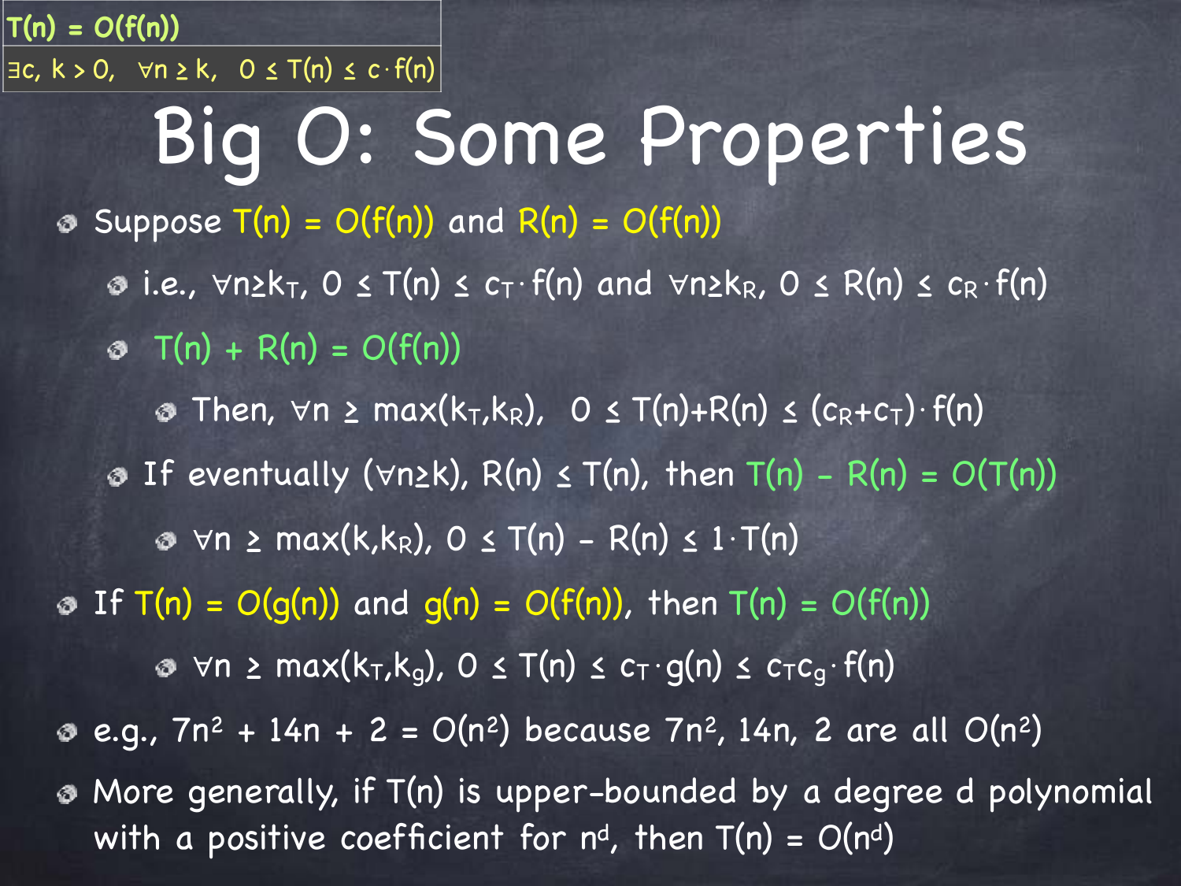$T(n) = O(f(n))$

$\exists c, k > 0, \quad \forall n \geq k, \quad 0 \leq T(n) \leq c \cdot f(n)$

# Big O: Some Properties

- Suppose $T(n) = O(f(n))$ and $R(n) = O(f(n))$
  - i.e., $\forall n \geq k_T$, $0 \leq T(n) \leq c_T \cdot f(n)$ and $\forall n \geq k_R$, $0 \leq R(n) \leq c_R \cdot f(n)$
  - $T(n) + R(n) = O(f(n))$
    - Then, $\forall n \geq \max(k_T, k_R)$, $0 \leq T(n) + R(n) \leq (c_R + c_T) \cdot f(n)$
  - If eventually ($\forall n \geq k$), $R(n) \leq T(n)$, then $T(n) - R(n) = O(T(n))$
    - $\forall n \geq \max(k, k_R)$, $0 \leq T(n) - R(n) \leq 1 \cdot T(n)$
- If $T(n) = O(g(n))$ and $g(n) = O(f(n))$, then $T(n) = O(f(n))$
  - $\forall n \geq \max(k_T, k_g)$, $0 \leq T(n) \leq c_T \cdot g(n) \leq c_T c_g \cdot f(n)$
- e.g., $7n^2 + 14n + 2 = O(n^2)$ because $7n^2$, $14n$, $2$ are all $O(n^2)$
- More generally, if $T(n)$ is upper-bounded by a degree d polynomial with a positive coefficient for $n^d$, then $T(n) = O(n^d)$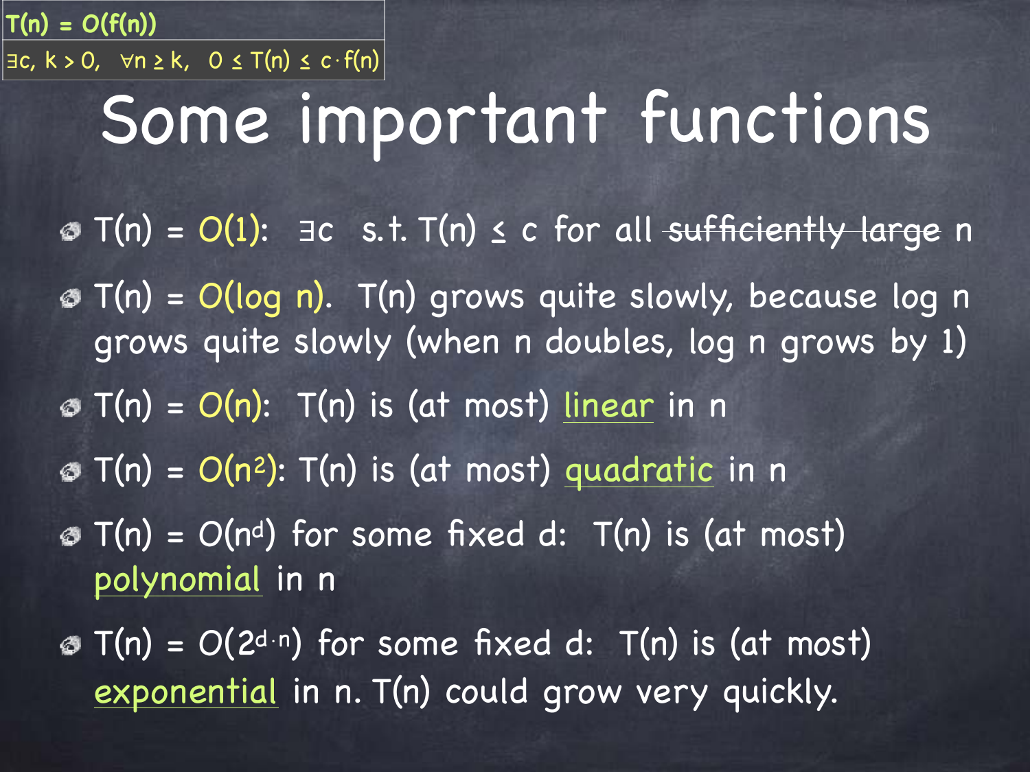$T(n) = O(f(n))$

$\exists c, k > 0, \quad \forall n \geq k, \quad 0 \leq T(n) \leq c \cdot f(n)$

# Some important functions

- $T(n) = O(1)$: $\exists c$ s.t. $T(n) \leq c$ for all ~~sufficiently large~~ n
- $T(n) = O(\log n)$. T(n) grows quite slowly, because log n grows quite slowly (when n doubles, log n grows by 1)
- $T(n) = O(n)$: T(n) is (at most) linear in n
- $T(n) = O(n^2)$: T(n) is (at most) quadratic in n
- $T(n) = O(n^d)$ for some fixed d: T(n) is (at most) polynomial in n
- $T(n) = O(2^{d \cdot n})$ for some fixed d: T(n) is (at most) exponential in n. T(n) could grow very quickly.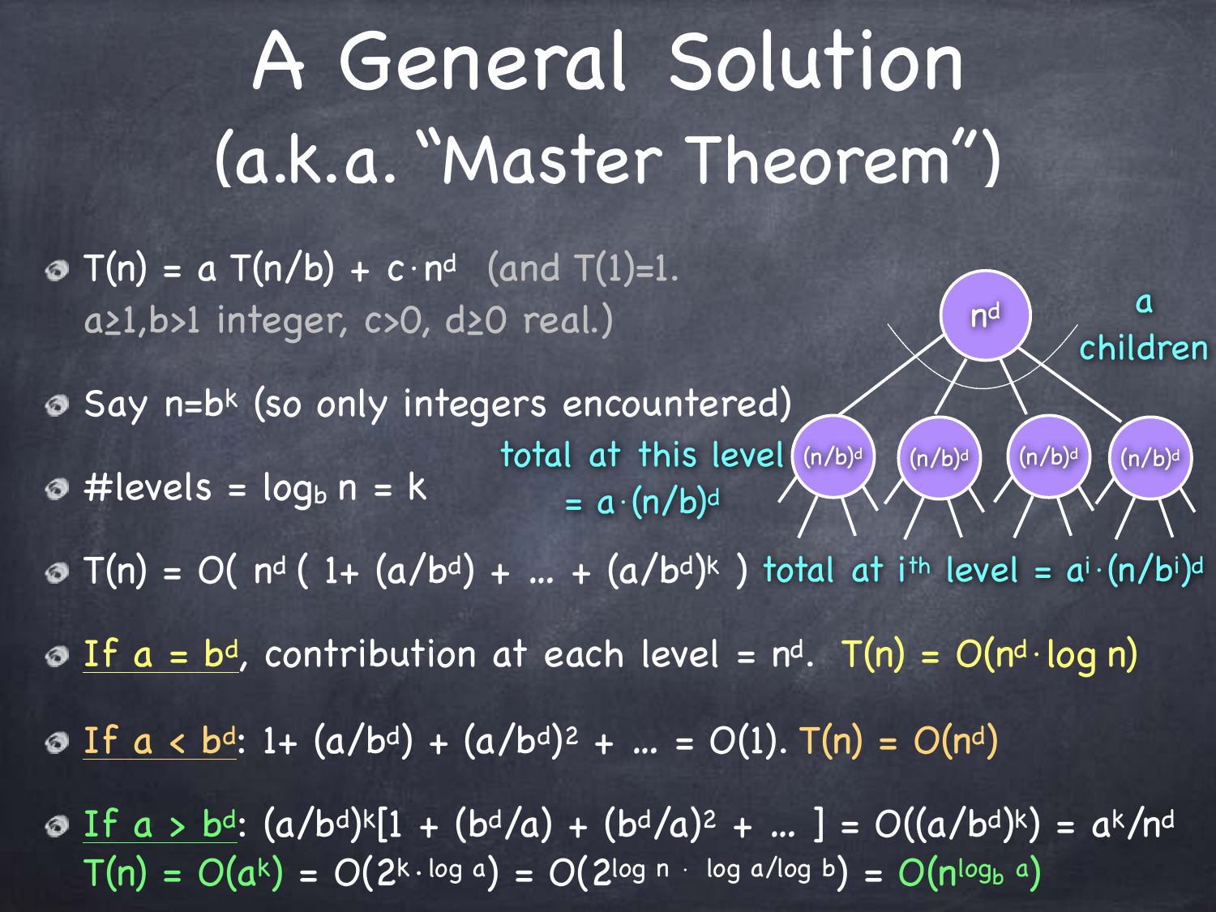# A General Solution (a.k.a. "Master Theorem")

- $T(n) = a\,T(n/b) + c \cdot n^d$ (and $T(1)=1$. $a \geq 1, b>1$ integer, $c>0$, $d \geq 0$ real.)
- Say $n=b^k$ (so only integers encountered)
- #levels = $\log_b n = k$
- $T(n) = O(\, n^d\, (\, 1 + (a/b^d) + \ldots + (a/b^d)^k\,)$
- If $a = b^d$, contribution at each level = $n^d$. $T(n) = O(n^d \cdot \log n)$
- If $a < b^d$: $1 + (a/b^d) + (a/b^d)^2 + \ldots = O(1)$. $T(n) = O(n^d)$
- If $a > b^d$: $(a/b^d)^k[1 + (b^d/a) + (b^d/a)^2 + \ldots\,] = O((a/b^d)^k) = a^k/n^d$
  $T(n) = O(a^k) = O(2^{k \cdot \log a}) = O(2^{\log n \cdot \log a/\log b}) = O(n^{\log_b a})$

$n^d$ — $a$ children

total at this level $= a \cdot (n/b)^d$

total at $i^{th}$ level $= a^i \cdot (n/b^i)^d$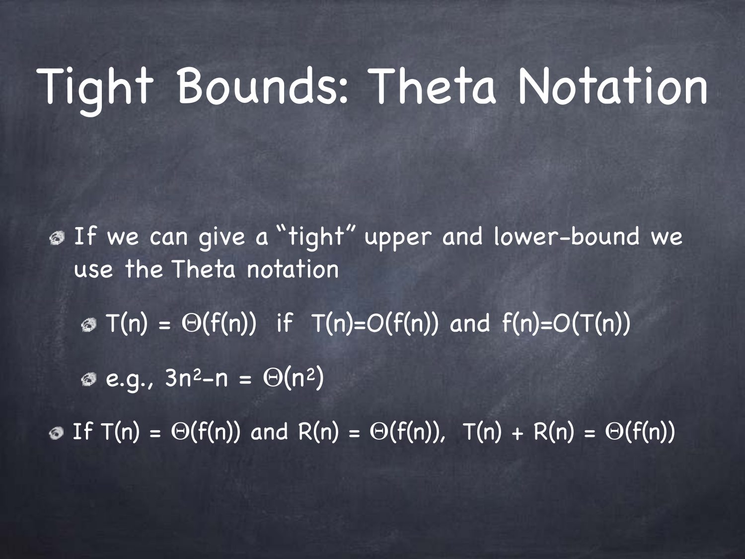# Tight Bounds: Theta Notation

- If we can give a "tight" upper and lower-bound we use the Theta notation
  - $T(n) = \Theta(f(n))$ if $T(n)=O(f(n))$ and $f(n)=O(T(n))$
  - e.g., $3n^2-n = \Theta(n^2)$
- If $T(n) = \Theta(f(n))$ and $R(n) = \Theta(f(n))$, $T(n) + R(n) = \Theta(f(n))$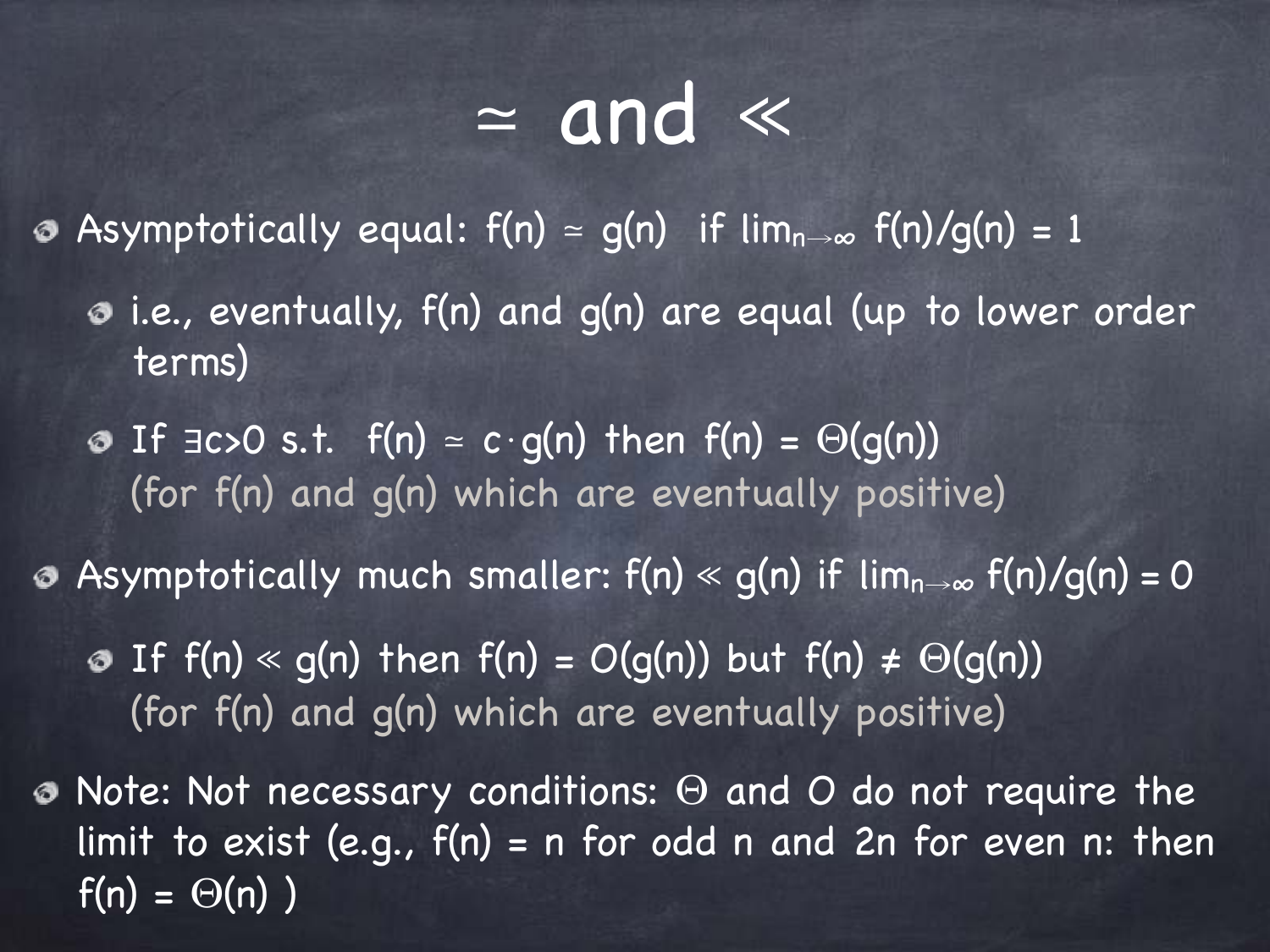# $\simeq$ and $\ll$

- Asymptotically equal: $f(n) \simeq g(n)$ if $\lim_{n\to\infty} f(n)/g(n) = 1$
  - i.e., eventually, $f(n)$ and $g(n)$ are equal (up to lower order terms)
  - If $\exists c>0$ s.t. $f(n) \simeq c \cdot g(n)$ then $f(n) = \Theta(g(n))$
    (for $f(n)$ and $g(n)$ which are eventually positive)
- Asymptotically much smaller: $f(n) \ll g(n)$ if $\lim_{n\to\infty} f(n)/g(n) = 0$
  - If $f(n) \ll g(n)$ then $f(n) = O(g(n))$ but $f(n) \neq \Theta(g(n))$
    (for $f(n)$ and $g(n)$ which are eventually positive)
- Note: Not necessary conditions: $\Theta$ and $O$ do not require the limit to exist (e.g., $f(n) = n$ for odd $n$ and $2n$ for even $n$: then $f(n) = \Theta(n)$ )